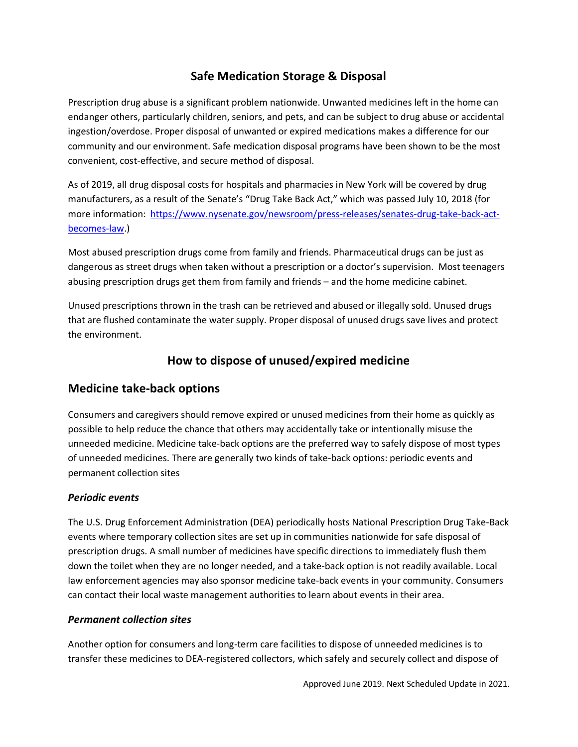# Safe Medication Storage & Disposal

Prescription drug abuse is a significant problem nationwide. Unwanted medicines left in the home can endanger others, particularly children, seniors, and pets, and can be subject to drug abuse or accidental ingestion/overdose. Proper disposal of unwanted or expired medications makes a difference for our community and our environment. Safe medication disposal programs have been shown to be the most convenient, cost-effective, and secure method of disposal.

As of 2019, all drug disposal costs for hospitals and pharmacies in New York will be covered by drug manufacturers, as a result of the Senate's "Drug Take Back Act," which was passed July 10, 2018 (for more information: [https://www.nysenate.gov/newsroom/press-releases/senates-drug-take-back-act-becomes-law](https://www.nysenate.gov/newsroom/press-releases/senates-drug-take-back-act-becomes-law).)

Most abused prescription drugs come from family and friends. Pharmaceutical drugs can be just as dangerous as street drugs when taken without a prescription or a doctor's supervision. Most teenagers abusing prescription drugs get them from family and friends – and the home medicine cabinet.

Unused prescriptions thrown in the trash can be retrieved and abused or illegally sold. Unused drugs that are flushed contaminate the water supply. Proper disposal of unused drugs save lives and protect the environment.

# How to dispose of unused/expired medicine

## Medicine take-back options

Consumers and caregivers should remove expired or unused medicines from their home as quickly as possible to help reduce the chance that others may accidentally take or intentionally misuse the unneeded medicine. Medicine take-back options are the preferred way to safely dispose of most types of unneeded medicines. There are generally two kinds of take-back options: periodic events and permanent collection sites

### *Periodic events*

The U.S. Drug Enforcement Administration (DEA) periodically hosts National Prescription Drug Take-Back events where temporary collection sites are set up in communities nationwide for safe disposal of prescription drugs. A small number of medicines have specific directions to immediately flush them down the toilet when they are no longer needed, and a take-back option is not readily available. Local law enforcement agencies may also sponsor medicine take-back events in your community. Consumers can contact their local waste management authorities to learn about events in their area.

### *Permanent collection sites*

Another option for consumers and long-term care facilities to dispose of unneeded medicines is to transfer these medicines to DEA-registered collectors, which safely and securely collect and dispose of

Approved June 2019. Next Scheduled Update in 2021.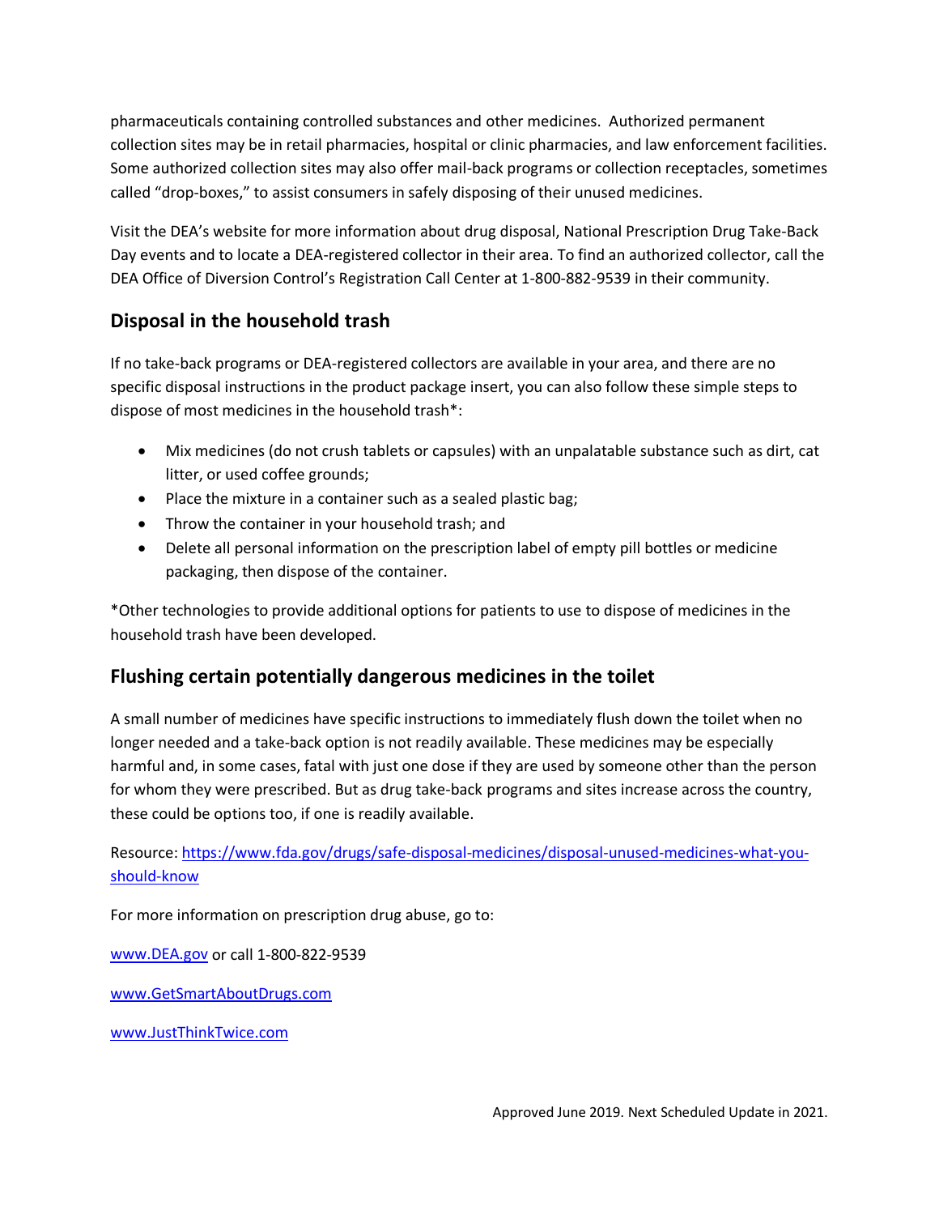pharmaceuticals containing controlled substances and other medicines. Authorized permanent collection sites may be in retail pharmacies, hospital or clinic pharmacies, and law enforcement facilities. Some authorized collection sites may also offer mail-back programs or collection receptacles, sometimes called "drop-boxes," to assist consumers in safely disposing of their unused medicines.

Visit the DEA's website for more information about drug disposal, National Prescription Drug Take-Back Day events and to locate a DEA-registered collector in their area. To find an authorized collector, call the DEA Office of Diversion Control's Registration Call Center at 1-800-882-9539 in their community.

## Disposal in the household trash

If no take-back programs or DEA-registered collectors are available in your area, and there are no specific disposal instructions in the product package insert, you can also follow these simple steps to dispose of most medicines in the household trash*:

- Mix medicines (do not crush tablets or capsules) with an unpalatable substance such as dirt, cat litter, or used coffee grounds;
- Place the mixture in a container such as a sealed plastic bag;
- Throw the container in your household trash; and
- Delete all personal information on the prescription label of empty pill bottles or medicine packaging, then dispose of the container.

*Other technologies to provide additional options for patients to use to dispose of medicines in the household trash have been developed.

## Flushing certain potentially dangerous medicines in the toilet

A small number of medicines have specific instructions to immediately flush down the toilet when no longer needed and a take-back option is not readily available. These medicines may be especially harmful and, in some cases, fatal with just one dose if they are used by someone other than the person for whom they were prescribed. But as drug take-back programs and sites increase across the country, these could be options too, if one is readily available.

Resource: https://www.fda.gov/drugs/safe-disposal-medicines/disposal-unused-medicines-what-you-should-know

For more information on prescription drug abuse, go to:

www.DEA.gov or call 1-800-822-9539

www.GetSmartAboutDrugs.com

www.JustThinkTwice.com

Approved June 2019. Next Scheduled Update in 2021.